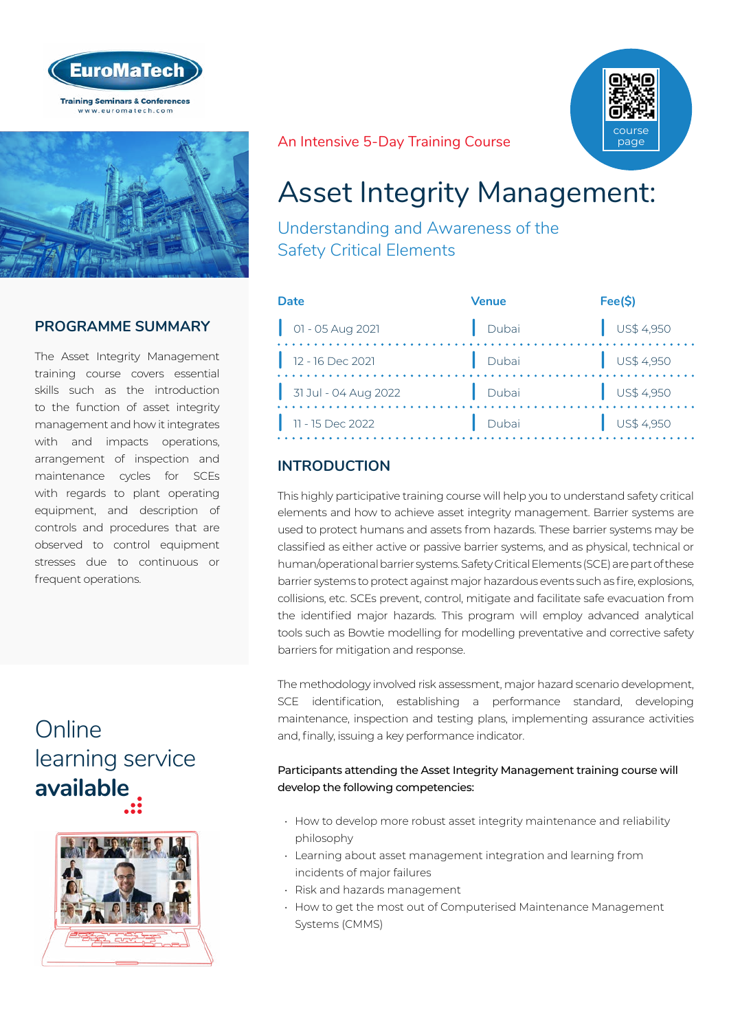EuroMaTech

Training Seminars & Conferences
www.euromatech.com

An Intensive 5-Day Training Course

course page

# Asset Integrity Management:

## Understanding and Awareness of the Safety Critical Elements

| Date | Venue | Fee($) |
| --- | --- | --- |
| 01 - 05 Aug 2021 | Dubai | US$ 4,950 |
| 12 - 16 Dec 2021 | Dubai | US$ 4,950 |
| 31 Jul - 04 Aug 2022 | Dubai | US$ 4,950 |
| 11 - 15 Dec 2022 | Dubai | US$ 4,950 |

## PROGRAMME SUMMARY

The Asset Integrity Management training course covers essential skills such as the introduction to the function of asset integrity management and how it integrates with and impacts operations, arrangement of inspection and maintenance cycles for SCEs with regards to plant operating equipment, and description of controls and procedures that are observed to control equipment stresses due to continuous or frequent operations.

Online learning service **available**

## INTRODUCTION

This highly participative training course will help you to understand safety critical elements and how to achieve asset integrity management. Barrier systems are used to protect humans and assets from hazards. These barrier systems may be classified as either active or passive barrier systems, and as physical, technical or human/operational barrier systems. Safety Critical Elements (SCE) are part of these barrier systems to protect against major hazardous events such as fire, explosions, collisions, etc. SCEs prevent, control, mitigate and facilitate safe evacuation from the identified major hazards. This program will employ advanced analytical tools such as Bowtie modelling for modelling preventative and corrective safety barriers for mitigation and response.

The methodology involved risk assessment, major hazard scenario development, SCE identification, establishing a performance standard, developing maintenance, inspection and testing plans, implementing assurance activities and, finally, issuing a key performance indicator.

**Participants attending the Asset Integrity Management training course will develop the following competencies:**

- How to develop more robust asset integrity maintenance and reliability philosophy
- Learning about asset management integration and learning from incidents of major failures
- Risk and hazards management
- How to get the most out of Computerised Maintenance Management Systems (CMMS)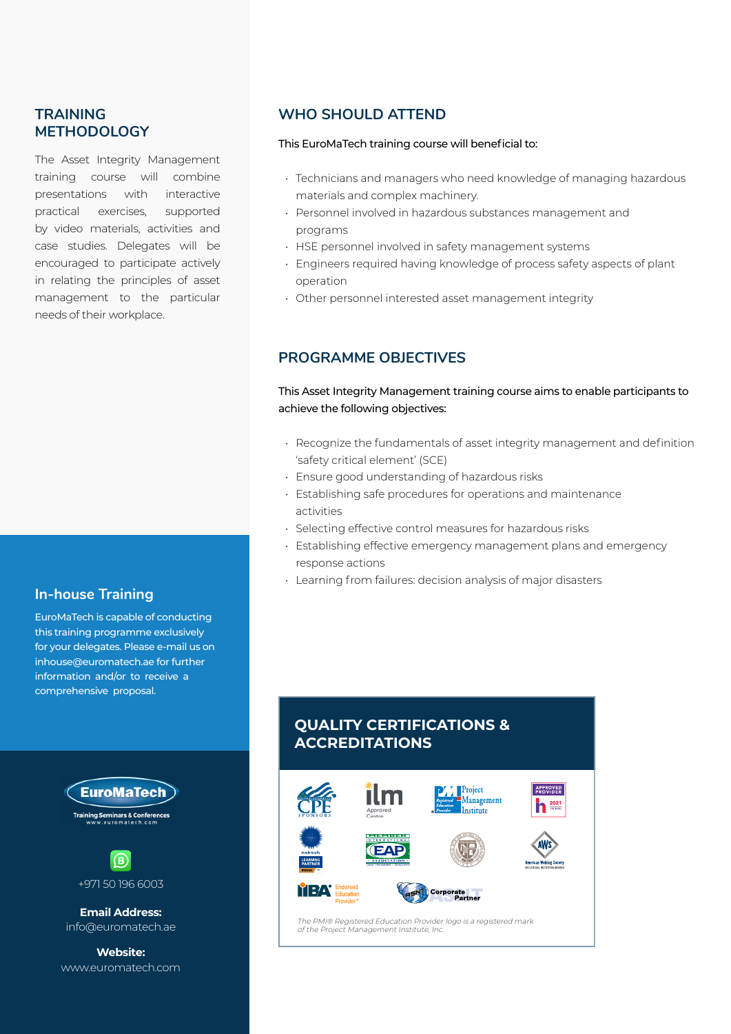## TRAINING METHODOLOGY

The Asset Integrity Management training course will combine presentations with interactive practical exercises, supported by video materials, activities and case studies. Delegates will be encouraged to participate actively in relating the principles of asset management to the particular needs of their workplace.

## In-house Training

EuroMaTech is capable of conducting this training programme exclusively for your delegates. Please e-mail us on inhouse@euromatech.ae for further information and/or to receive a comprehensive proposal.

EuroMaTech
Training Seminars & Conferences
www.euromatech.com

+971 50 196 6003

**Email Address:**
info@euromatech.ae

**Website:**
www.euromatech.com

## WHO SHOULD ATTEND

This EuroMaTech training course will beneficial to:

- Technicians and managers who need knowledge of managing hazardous materials and complex machinery.
- Personnel involved in hazardous substances management and programs
- HSE personnel involved in safety management systems
- Engineers required having knowledge of process safety aspects of plant operation
- Other personnel interested asset management integrity

## PROGRAMME OBJECTIVES

This Asset Integrity Management training course aims to enable participants to achieve the following objectives:

- Recognize the fundamentals of asset integrity management and definition 'safety critical element' (SCE)
- Ensure good understanding of hazardous risks
- Establishing safe procedures for operations and maintenance activities
- Selecting effective control measures for hazardous risks
- Establishing effective emergency management plans and emergency response actions
- Learning from failures: decision analysis of major disasters

## QUALITY CERTIFICATIONS & ACCREDITATIONS

*The PMI® Registered Education Provider logo is a registered mark of the Project Management Institute, Inc.*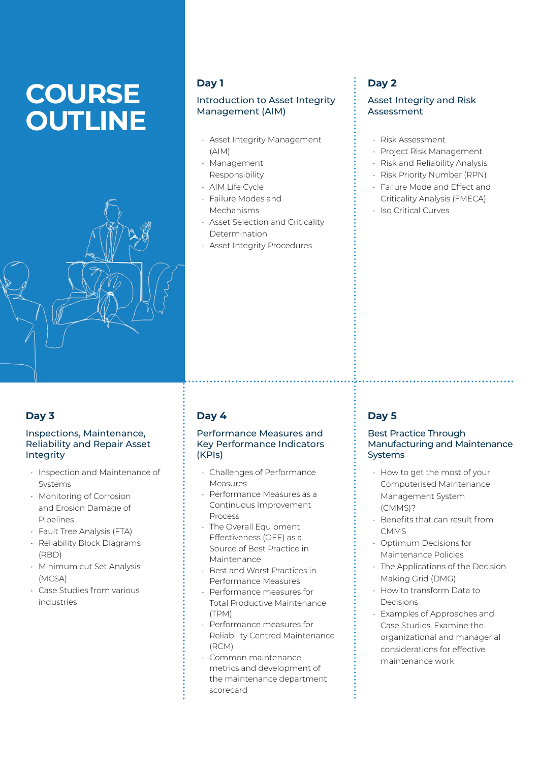# COURSE OUTLINE

## Day 1

### Introduction to Asset Integrity Management (AIM)

- Asset Integrity Management (AIM)
- Management Responsibility
- AIM Life Cycle
- Failure Modes and Mechanisms
- Asset Selection and Criticality Determination
- Asset Integrity Procedures

## Day 2

### Asset Integrity and Risk Assessment

- Risk Assessment
- Project Risk Management
- Risk and Reliability Analysis
- Risk Priority Number (RPN)
- Failure Mode and Effect and Criticality Analysis (FMECA).
- Iso Critical Curves

## Day 3

### Inspections, Maintenance, Reliability and Repair Asset Integrity

- Inspection and Maintenance of Systems
- Monitoring of Corrosion and Erosion Damage of Pipelines
- Fault Tree Analysis (FTA)
- Reliability Block Diagrams (RBD)
- Minimum cut Set Analysis (MCSA)
- Case Studies from various industries

## Day 4

### Performance Measures and Key Performance Indicators (KPIs)

- Challenges of Performance Measures
- Performance Measures as a Continuous Improvement Process
- The Overall Equipment Effectiveness (OEE) as a Source of Best Practice in Maintenance
- Best and Worst Practices in Performance Measures
- Performance measures for Total Productive Maintenance (TPM)
- Performance measures for Reliability Centred Maintenance (RCM)
- Common maintenance metrics and development of the maintenance department scorecard

## Day 5

### Best Practice Through Manufacturing and Maintenance Systems

- How to get the most of your Computerised Maintenance Management System (CMMS)?
- Benefits that can result from CMMS
- Optimum Decisions for Maintenance Policies
- The Applications of the Decision Making Grid (DMG)
- How to transform Data to Decisions
- Examples of Approaches and Case Studies. Examine the organizational and managerial considerations for effective maintenance work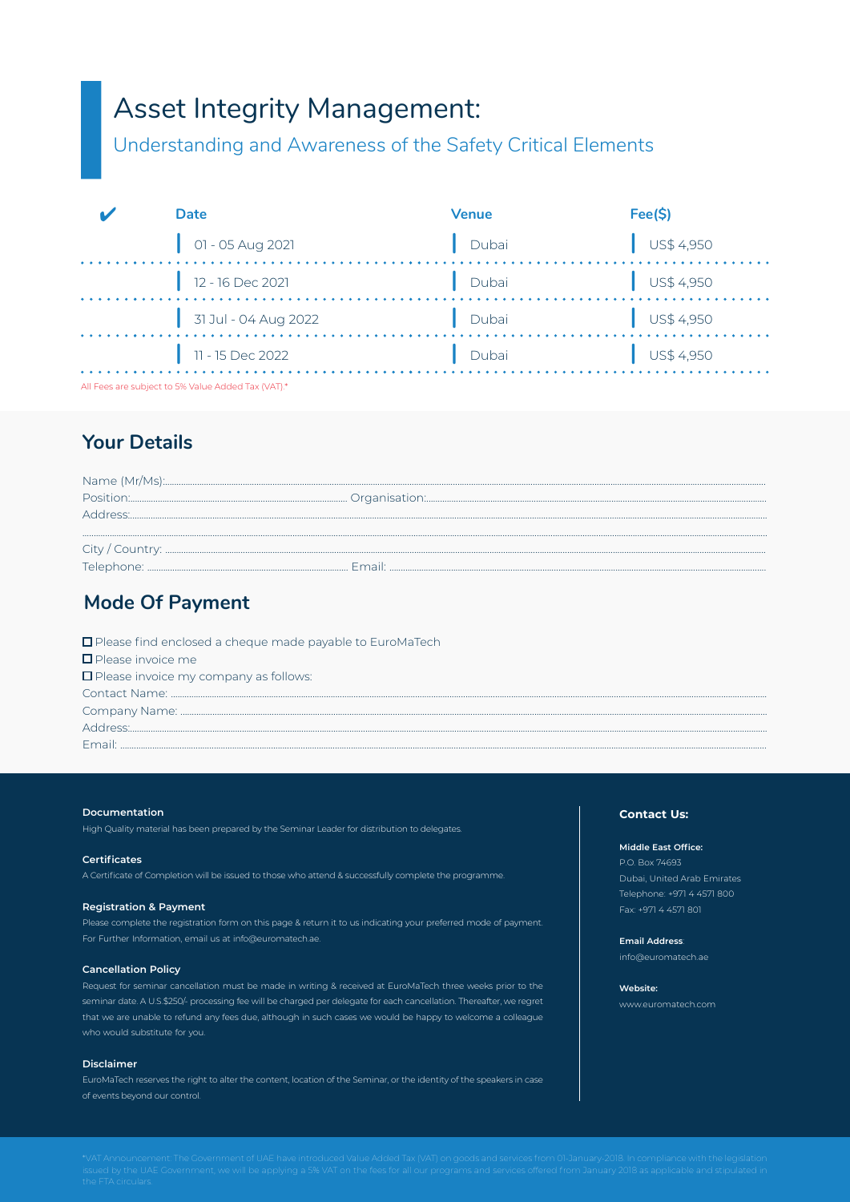# Asset Integrity Management:

## Understanding and Awareness of the Safety Critical Elements

| ✔ | Date | Venue | Fee($) |
|---|---|---|---|
| | 01 - 05 Aug 2021 | Dubai | US$ 4,950 |
| | 12 - 16 Dec 2021 | Dubai | US$ 4,950 |
| | 31 Jul - 04 Aug 2022 | Dubai | US$ 4,950 |
| | 11 - 15 Dec 2022 | Dubai | US$ 4,950 |

All Fees are subject to 5% Value Added Tax (VAT).*

## Your Details

Name (Mr/Ms):..............................................................................

Position:.............................................. Organisation:..............................................

Address:..............................................................................

..............................................................................

City / Country: ..............................................................................

Telephone: .............................................. Email: ..............................................

## Mode Of Payment

- ☐ Please find enclosed a cheque made payable to EuroMaTech
- ☐ Please invoice me
- ☐ Please invoice my company as follows:

Contact Name: ..............................................................................

Company Name: ..............................................................................

Address:..............................................................................

Email: ..............................................................................

**Documentation**

High Quality material has been prepared by the Seminar Leader for distribution to delegates.

**Certificates**

A Certificate of Completion will be issued to those who attend & successfully complete the programme.

**Registration & Payment**

Please complete the registration form on this page & return it to us indicating your preferred mode of payment. For Further Information, email us at info@euromatech.ae.

**Cancellation Policy**

Request for seminar cancellation must be made in writing & received at EuroMaTech three weeks prior to the seminar date. A U.S.$250/- processing fee will be charged per delegate for each cancellation. Thereafter, we regret that we are unable to refund any fees due, although in such cases we would be happy to welcome a colleague who would substitute for you.

**Disclaimer**

EuroMaTech reserves the right to alter the content, location of the Seminar, or the identity of the speakers in case of events beyond our control.

**Contact Us:**

**Middle East Office:**
P.O. Box 74693
Dubai, United Arab Emirates
Telephone: +971 4 4571 800
Fax: +971 4 4571 801

**Email Address**
info@euromatech.ae

**Website:**
www.euromatech.com

*VAT Announcement: The Government of UAE have introduced Value Added Tax (VAT) on goods and services from 01-January-2018. In compliance with the legislation issued by the UAE Government, we will be applying a 5% VAT on the fees for all our programs and services offered from January 2018 as applicable and stipulated in the FTA circulars.